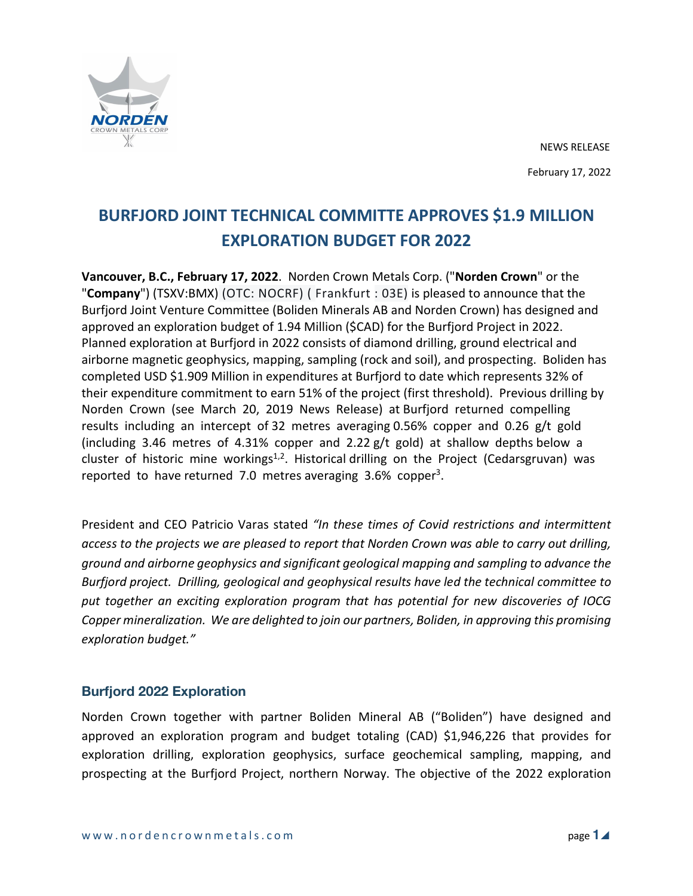NEWS RELEASE

February 17, 2022

# BURFJORD JOINT TECHNICAL COMMITTE APPROVES $1.9 MILLION EXPLORATION BUDGET FOR 2022

**Vancouver, B.C., February 17, 2022**. Norden Crown Metals Corp. ("**Norden Crown**" or the "**Company**") (TSXV:BMX) (OTC: NOCRF) ( Frankfurt : 03E) is pleased to announce that the Burfjord Joint Venture Committee (Boliden Minerals AB and Norden Crown) has designed and approved an exploration budget of 1.94 Million ($CAD) for the Burfjord Project in 2022. Planned exploration at Burfjord in 2022 consists of diamond drilling, ground electrical and airborne magnetic geophysics, mapping, sampling (rock and soil), and prospecting. Boliden has completed USD $1.909 Million in expenditures at Burfjord to date which represents 32% of their expenditure commitment to earn 51% of the project (first threshold). Previous drilling by Norden Crown (see March 20, 2019 News Release) at Burfjord returned compelling results including an intercept of 32 metres averaging 0.56% copper and 0.26 g/t gold (including 3.46 metres of 4.31% copper and 2.22 g/t gold) at shallow depths below a cluster of historic mine workings[1,2]. Historical drilling on the Project (Cedarsgruvan) was reported to have returned 7.0 metres averaging 3.6% copper[3].

President and CEO Patricio Varas stated *"In these times of Covid restrictions and intermittent access to the projects we are pleased to report that Norden Crown was able to carry out drilling, ground and airborne geophysics and significant geological mapping and sampling to advance the Burfjord project. Drilling, geological and geophysical results have led the technical committee to put together an exciting exploration program that has potential for new discoveries of IOCG Copper mineralization. We are delighted to join our partners, Boliden, in approving this promising exploration budget."*

## Burfjord 2022 Exploration

Norden Crown together with partner Boliden Mineral AB ("Boliden") have designed and approved an exploration program and budget totaling (CAD) $1,946,226 that provides for exploration drilling, exploration geophysics, surface geochemical sampling, mapping, and prospecting at the Burfjord Project, northern Norway. The objective of the 2022 exploration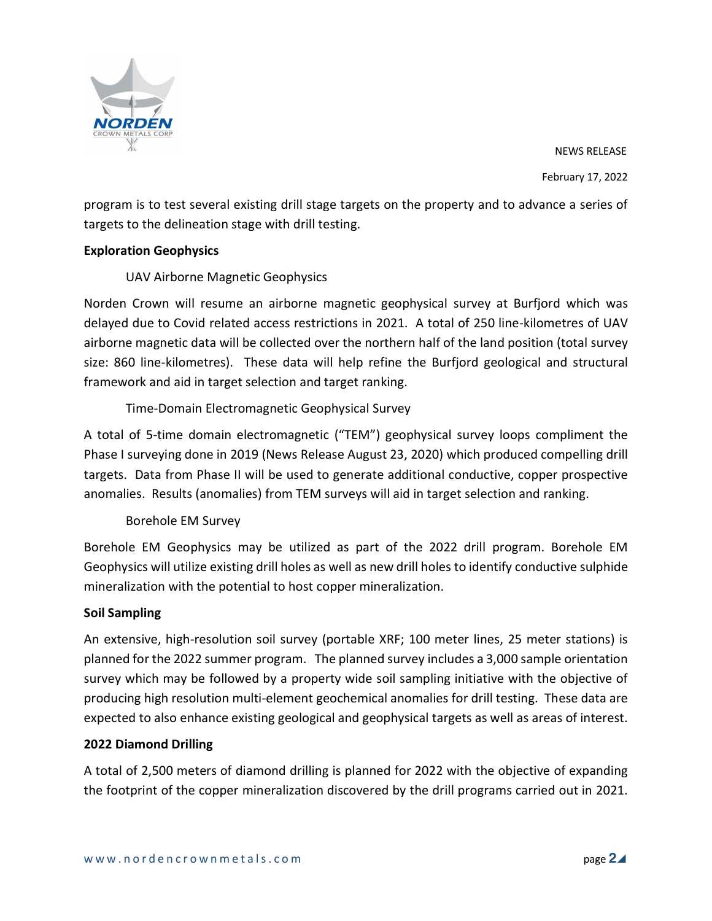program is to test several existing drill stage targets on the property and to advance a series of targets to the delineation stage with drill testing.

**Exploration Geophysics**

UAV Airborne Magnetic Geophysics

Norden Crown will resume an airborne magnetic geophysical survey at Burfjord which was delayed due to Covid related access restrictions in 2021. A total of 250 line-kilometres of UAV airborne magnetic data will be collected over the northern half of the land position (total survey size: 860 line-kilometres). These data will help refine the Burfjord geological and structural framework and aid in target selection and target ranking.

Time-Domain Electromagnetic Geophysical Survey

A total of 5-time domain electromagnetic ("TEM") geophysical survey loops compliment the Phase I surveying done in 2019 (News Release August 23, 2020) which produced compelling drill targets. Data from Phase II will be used to generate additional conductive, copper prospective anomalies. Results (anomalies) from TEM surveys will aid in target selection and ranking.

Borehole EM Survey

Borehole EM Geophysics may be utilized as part of the 2022 drill program. Borehole EM Geophysics will utilize existing drill holes as well as new drill holes to identify conductive sulphide mineralization with the potential to host copper mineralization.

**Soil Sampling**

An extensive, high-resolution soil survey (portable XRF; 100 meter lines, 25 meter stations) is planned for the 2022 summer program. The planned survey includes a 3,000 sample orientation survey which may be followed by a property wide soil sampling initiative with the objective of producing high resolution multi-element geochemical anomalies for drill testing. These data are expected to also enhance existing geological and geophysical targets as well as areas of interest.

**2022 Diamond Drilling**

A total of 2,500 meters of diamond drilling is planned for 2022 with the objective of expanding the footprint of the copper mineralization discovered by the drill programs carried out in 2021.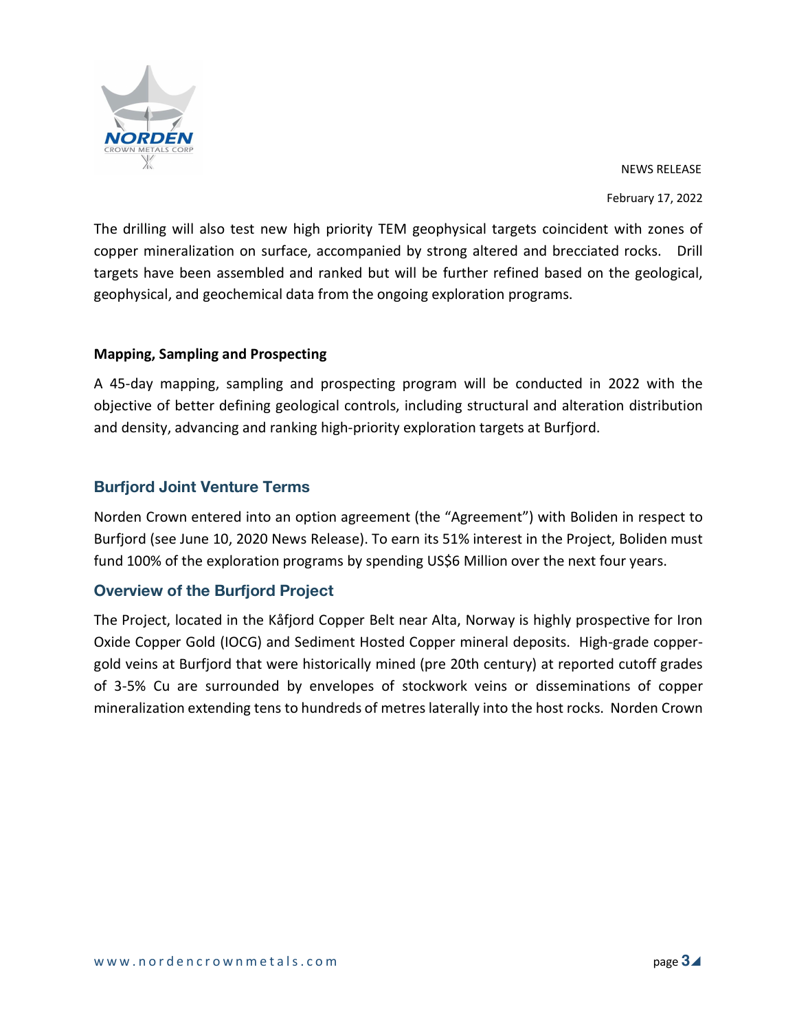The drilling will also test new high priority TEM geophysical targets coincident with zones of copper mineralization on surface, accompanied by strong altered and brecciated rocks. Drill targets have been assembled and ranked but will be further refined based on the geological, geophysical, and geochemical data from the ongoing exploration programs.

**Mapping, Sampling and Prospecting**

A 45-day mapping, sampling and prospecting program will be conducted in 2022 with the objective of better defining geological controls, including structural and alteration distribution and density, advancing and ranking high-priority exploration targets at Burfjord.

## Burfjord Joint Venture Terms

Norden Crown entered into an option agreement (the "Agreement") with Boliden in respect to Burfjord (see June 10, 2020 News Release). To earn its 51% interest in the Project, Boliden must fund 100% of the exploration programs by spending US$6 Million over the next four years.

## Overview of the Burfjord Project

The Project, located in the Kåfjord Copper Belt near Alta, Norway is highly prospective for Iron Oxide Copper Gold (IOCG) and Sediment Hosted Copper mineral deposits. High-grade copper-gold veins at Burfjord that were historically mined (pre 20th century) at reported cutoff grades of 3-5% Cu are surrounded by envelopes of stockwork veins or disseminations of copper mineralization extending tens to hundreds of metres laterally into the host rocks. Norden Crown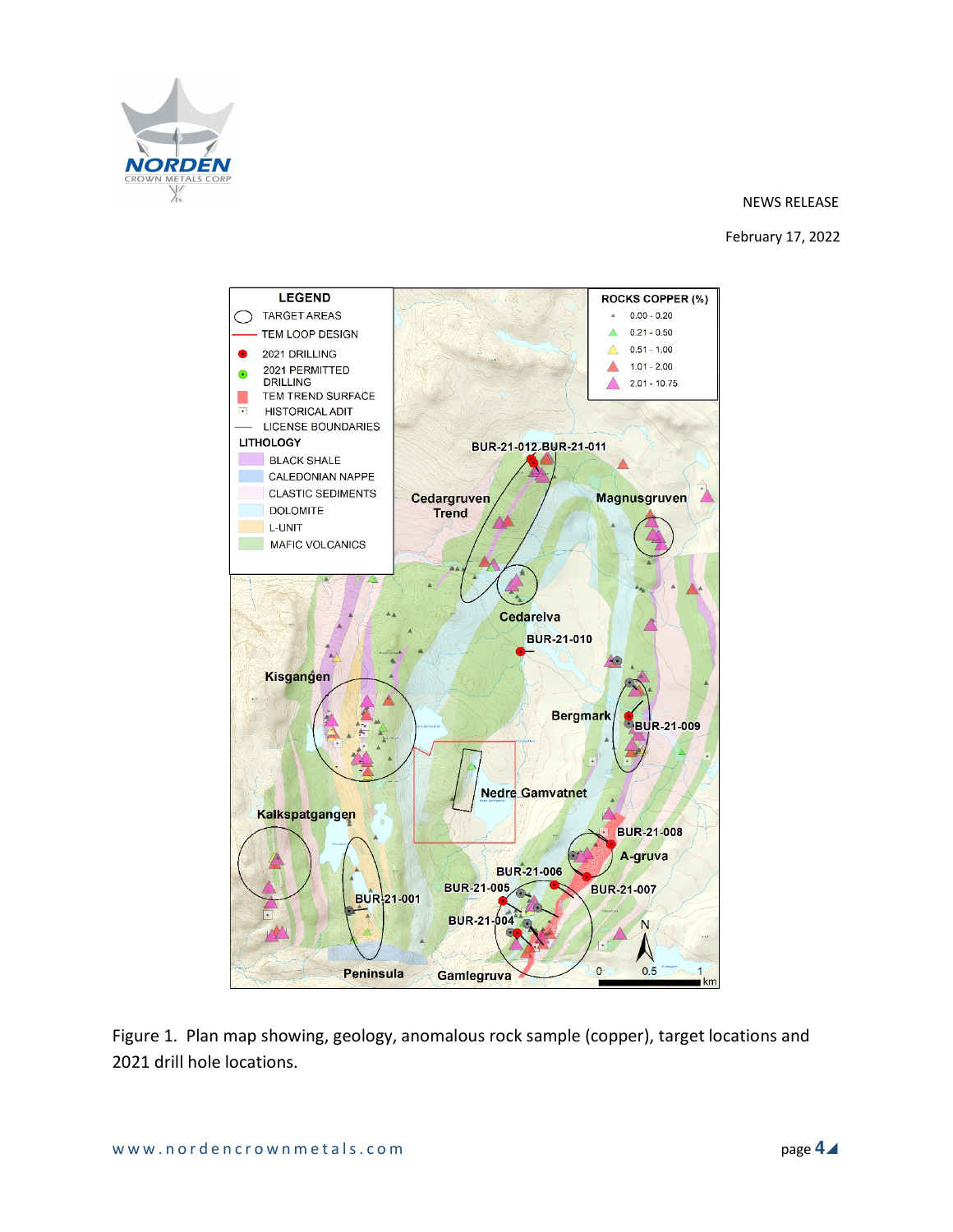Figure 1. Plan map showing, geology, anomalous rock sample (copper), target locations and 2021 drill hole locations.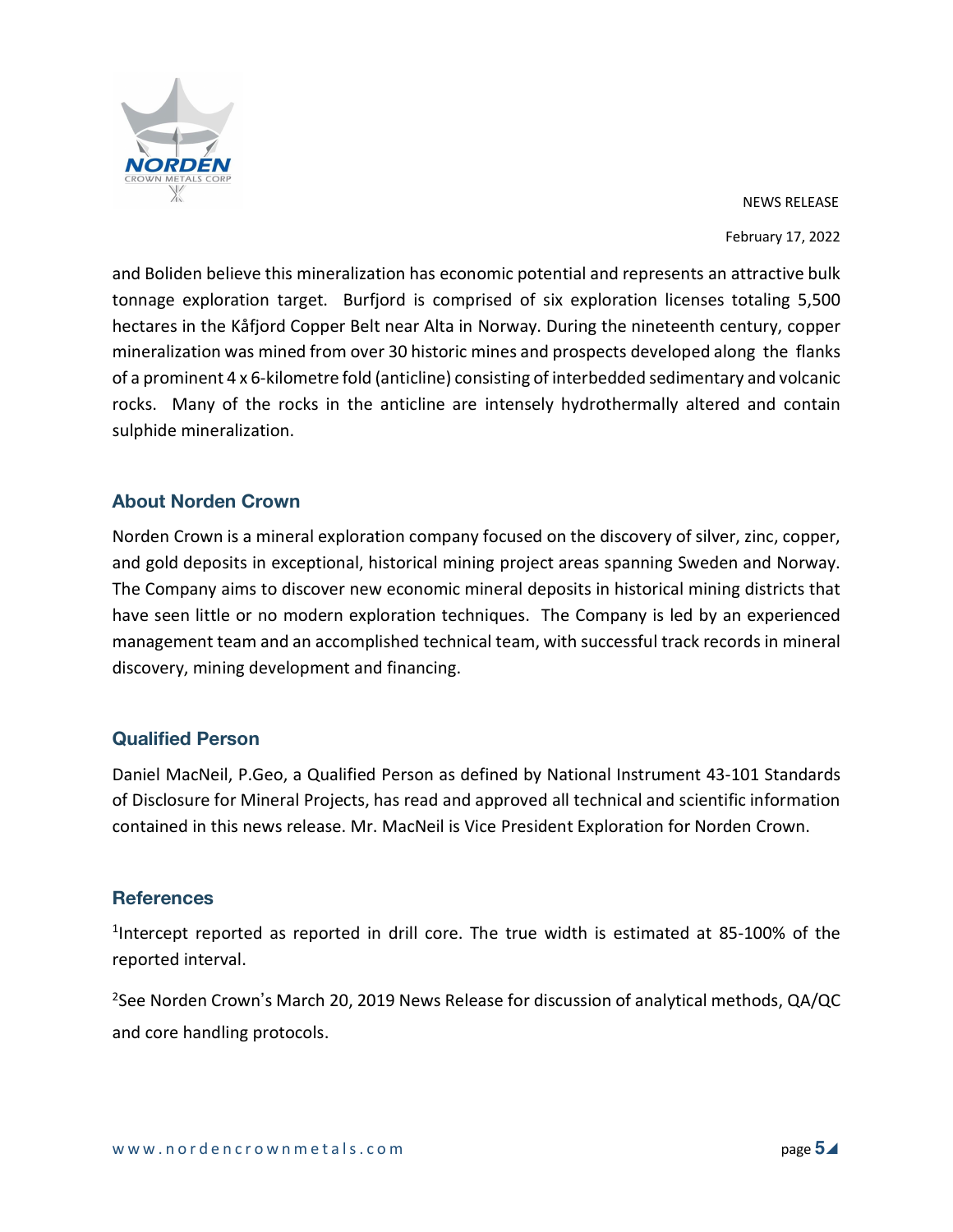and Boliden believe this mineralization has economic potential and represents an attractive bulk tonnage exploration target. Burfjord is comprised of six exploration licenses totaling 5,500 hectares in the Kåfjord Copper Belt near Alta in Norway. During the nineteenth century, copper mineralization was mined from over 30 historic mines and prospects developed along the flanks of a prominent 4 x 6-kilometre fold (anticline) consisting of interbedded sedimentary and volcanic rocks. Many of the rocks in the anticline are intensely hydrothermally altered and contain sulphide mineralization.

## About Norden Crown

Norden Crown is a mineral exploration company focused on the discovery of silver, zinc, copper, and gold deposits in exceptional, historical mining project areas spanning Sweden and Norway. The Company aims to discover new economic mineral deposits in historical mining districts that have seen little or no modern exploration techniques. The Company is led by an experienced management team and an accomplished technical team, with successful track records in mineral discovery, mining development and financing.

## Qualified Person

Daniel MacNeil, P.Geo, a Qualified Person as defined by National Instrument 43-101 Standards of Disclosure for Mineral Projects, has read and approved all technical and scientific information contained in this news release. Mr. MacNeil is Vice President Exploration for Norden Crown.

## References

[1]Intercept reported as reported in drill core. The true width is estimated at 85-100% of the reported interval.

[2]See Norden Crown's March 20, 2019 News Release for discussion of analytical methods, QA/QC and core handling protocols.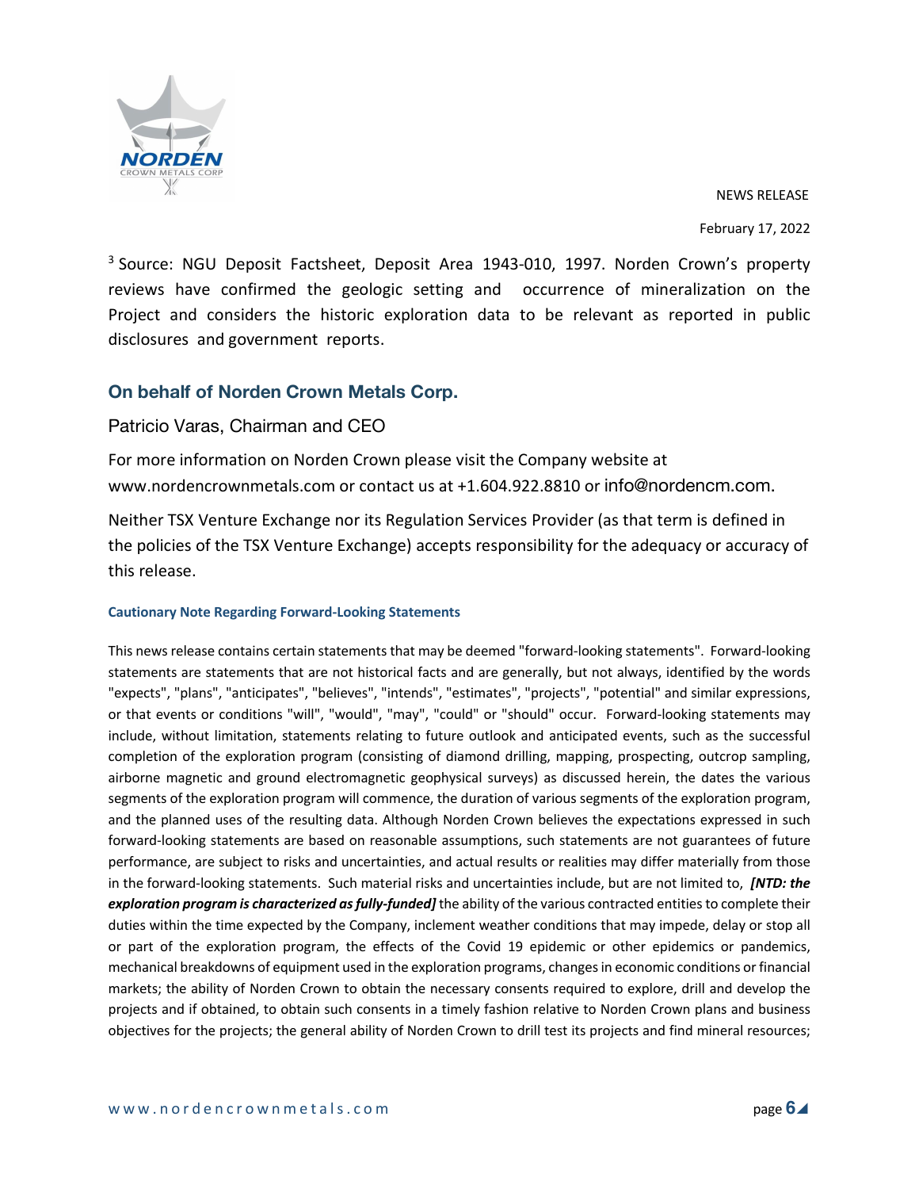[3] Source: NGU Deposit Factsheet, Deposit Area 1943-010, 1997. Norden Crown's property reviews have confirmed the geologic setting and occurrence of mineralization on the Project and considers the historic exploration data to be relevant as reported in public disclosures and government reports.

## On behalf of Norden Crown Metals Corp.

Patricio Varas, Chairman and CEO

For more information on Norden Crown please visit the Company website at www.nordencrownmetals.com or contact us at +1.604.922.8810 or info@nordencm.com.

Neither TSX Venture Exchange nor its Regulation Services Provider (as that term is defined in the policies of the TSX Venture Exchange) accepts responsibility for the adequacy or accuracy of this release.

#### Cautionary Note Regarding Forward-Looking Statements

This news release contains certain statements that may be deemed "forward-looking statements". Forward-looking statements are statements that are not historical facts and are generally, but not always, identified by the words "expects", "plans", "anticipates", "believes", "intends", "estimates", "projects", "potential" and similar expressions, or that events or conditions "will", "would", "may", "could" or "should" occur. Forward-looking statements may include, without limitation, statements relating to future outlook and anticipated events, such as the successful completion of the exploration program (consisting of diamond drilling, mapping, prospecting, outcrop sampling, airborne magnetic and ground electromagnetic geophysical surveys) as discussed herein, the dates the various segments of the exploration program will commence, the duration of various segments of the exploration program, and the planned uses of the resulting data. Although Norden Crown believes the expectations expressed in such forward-looking statements are based on reasonable assumptions, such statements are not guarantees of future performance, are subject to risks and uncertainties, and actual results or realities may differ materially from those in the forward-looking statements. Such material risks and uncertainties include, but are not limited to, ***[NTD: the exploration program is characterized as fully-funded]*** the ability of the various contracted entities to complete their duties within the time expected by the Company, inclement weather conditions that may impede, delay or stop all or part of the exploration program, the effects of the Covid 19 epidemic or other epidemics or pandemics, mechanical breakdowns of equipment used in the exploration programs, changes in economic conditions or financial markets; the ability of Norden Crown to obtain the necessary consents required to explore, drill and develop the projects and if obtained, to obtain such consents in a timely fashion relative to Norden Crown plans and business objectives for the projects; the general ability of Norden Crown to drill test its projects and find mineral resources;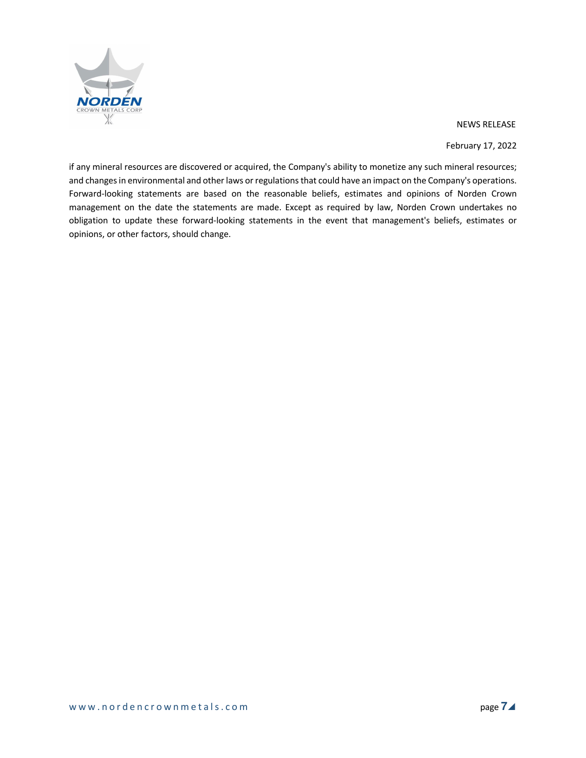if any mineral resources are discovered or acquired, the Company's ability to monetize any such mineral resources; and changes in environmental and other laws or regulations that could have an impact on the Company's operations. Forward-looking statements are based on the reasonable beliefs, estimates and opinions of Norden Crown management on the date the statements are made. Except as required by law, Norden Crown undertakes no obligation to update these forward-looking statements in the event that management's beliefs, estimates or opinions, or other factors, should change.